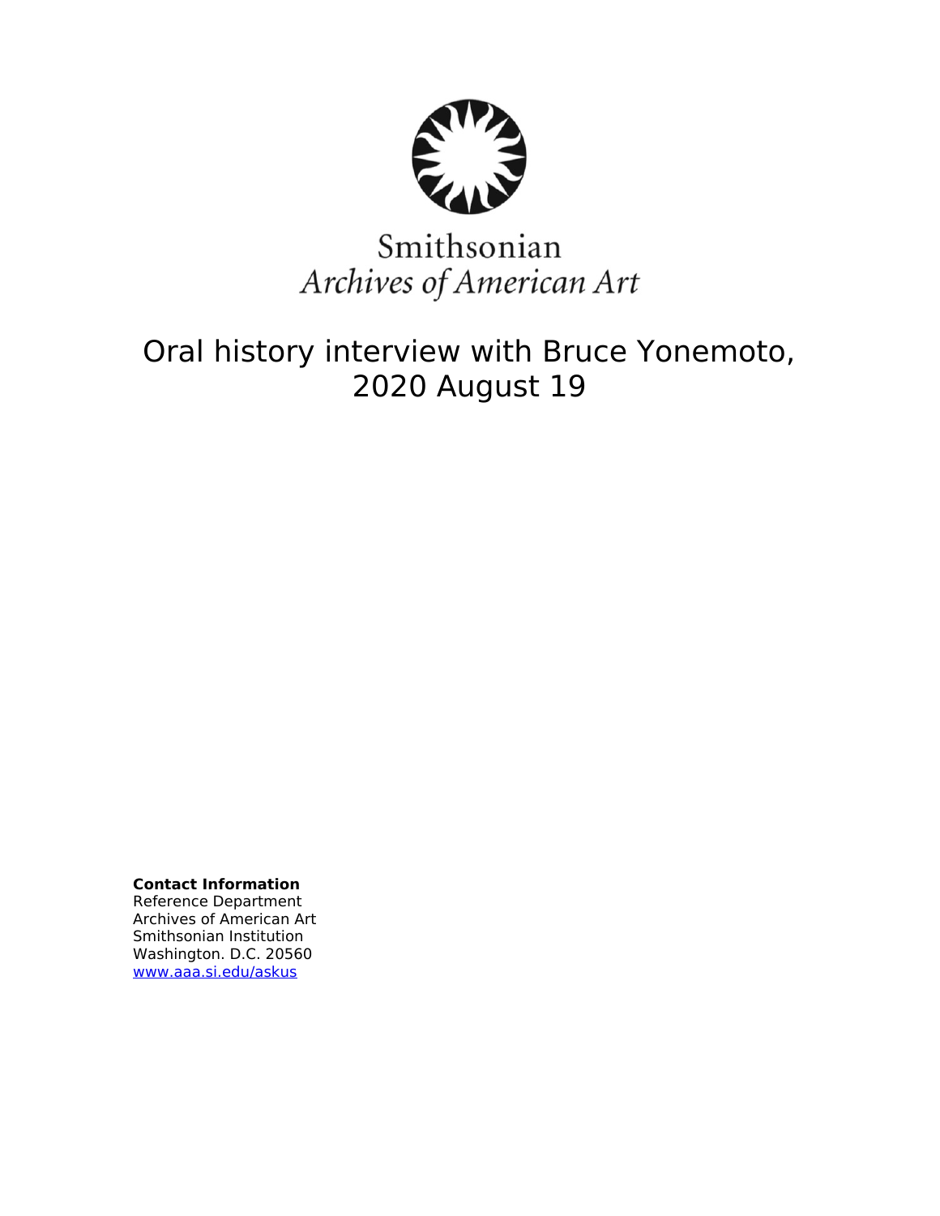Smithsonian
*Archives of American Art*

# Oral history interview with Bruce Yonemoto, 2020 August 19

**Contact Information**
Reference Department
Archives of American Art
Smithsonian Institution
Washington. D.C. 20560
www.aaa.si.edu/askus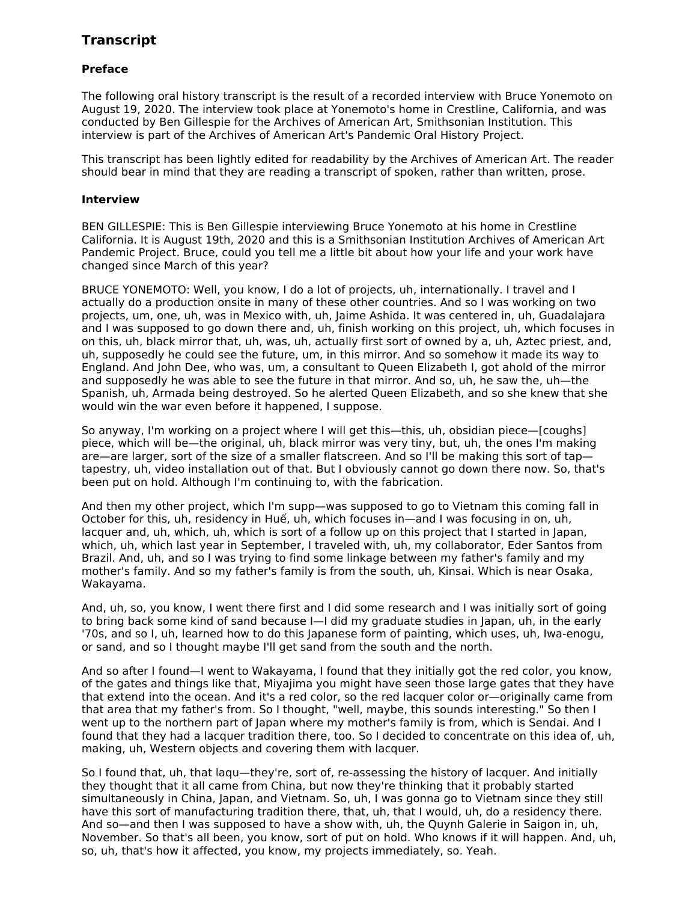## Transcript

### Preface

The following oral history transcript is the result of a recorded interview with Bruce Yonemoto on August 19, 2020. The interview took place at Yonemoto's home in Crestline, California, and was conducted by Ben Gillespie for the Archives of American Art, Smithsonian Institution. This interview is part of the Archives of American Art's Pandemic Oral History Project.

This transcript has been lightly edited for readability by the Archives of American Art. The reader should bear in mind that they are reading a transcript of spoken, rather than written, prose.

### Interview

BEN GILLESPIE: This is Ben Gillespie interviewing Bruce Yonemoto at his home in Crestline California. It is August 19th, 2020 and this is a Smithsonian Institution Archives of American Art Pandemic Project. Bruce, could you tell me a little bit about how your life and your work have changed since March of this year?

BRUCE YONEMOTO: Well, you know, I do a lot of projects, uh, internationally. I travel and I actually do a production onsite in many of these other countries. And so I was working on two projects, um, one, uh, was in Mexico with, uh, Jaime Ashida. It was centered in, uh, Guadalajara and I was supposed to go down there and, uh, finish working on this project, uh, which focuses in on this, uh, black mirror that, uh, was, uh, actually first sort of owned by a, uh, Aztec priest, and, uh, supposedly he could see the future, um, in this mirror. And so somehow it made its way to England. And John Dee, who was, um, a consultant to Queen Elizabeth I, got ahold of the mirror and supposedly he was able to see the future in that mirror. And so, uh, he saw the, uh—the Spanish, uh, Armada being destroyed. So he alerted Queen Elizabeth, and so she knew that she would win the war even before it happened, I suppose.

So anyway, I'm working on a project where I will get this—this, uh, obsidian piece—[coughs] piece, which will be—the original, uh, black mirror was very tiny, but, uh, the ones I'm making are—are larger, sort of the size of a smaller flatscreen. And so I'll be making this sort of tap—tapestry, uh, video installation out of that. But I obviously cannot go down there now. So, that's been put on hold. Although I'm continuing to, with the fabrication.

And then my other project, which I'm supp—was supposed to go to Vietnam this coming fall in October for this, uh, residency in Huế, uh, which focuses in—and I was focusing in on, uh, lacquer and, uh, which, uh, which is sort of a follow up on this project that I started in Japan, which, uh, which last year in September, I traveled with, uh, my collaborator, Eder Santos from Brazil. And, uh, and so I was trying to find some linkage between my father's family and my mother's family. And so my father's family is from the south, uh, Kinsai. Which is near Osaka, Wakayama.

And, uh, so, you know, I went there first and I did some research and I was initially sort of going to bring back some kind of sand because I—I did my graduate studies in Japan, uh, in the early '70s, and so I, uh, learned how to do this Japanese form of painting, which uses, uh, Iwa-enogu, or sand, and so I thought maybe I'll get sand from the south and the north.

And so after I found—I went to Wakayama, I found that they initially got the red color, you know, of the gates and things like that, Miyajima you might have seen those large gates that they have that extend into the ocean. And it's a red color, so the red lacquer color or—originally came from that area that my father's from. So I thought, "well, maybe, this sounds interesting." So then I went up to the northern part of Japan where my mother's family is from, which is Sendai. And I found that they had a lacquer tradition there, too. So I decided to concentrate on this idea of, uh, making, uh, Western objects and covering them with lacquer.

So I found that, uh, that laqu—they're, sort of, re-assessing the history of lacquer. And initially they thought that it all came from China, but now they're thinking that it probably started simultaneously in China, Japan, and Vietnam. So, uh, I was gonna go to Vietnam since they still have this sort of manufacturing tradition there, that, uh, that I would, uh, do a residency there. And so—and then I was supposed to have a show with, uh, the Quynh Galerie in Saigon in, uh, November. So that's all been, you know, sort of put on hold. Who knows if it will happen. And, uh, so, uh, that's how it affected, you know, my projects immediately, so. Yeah.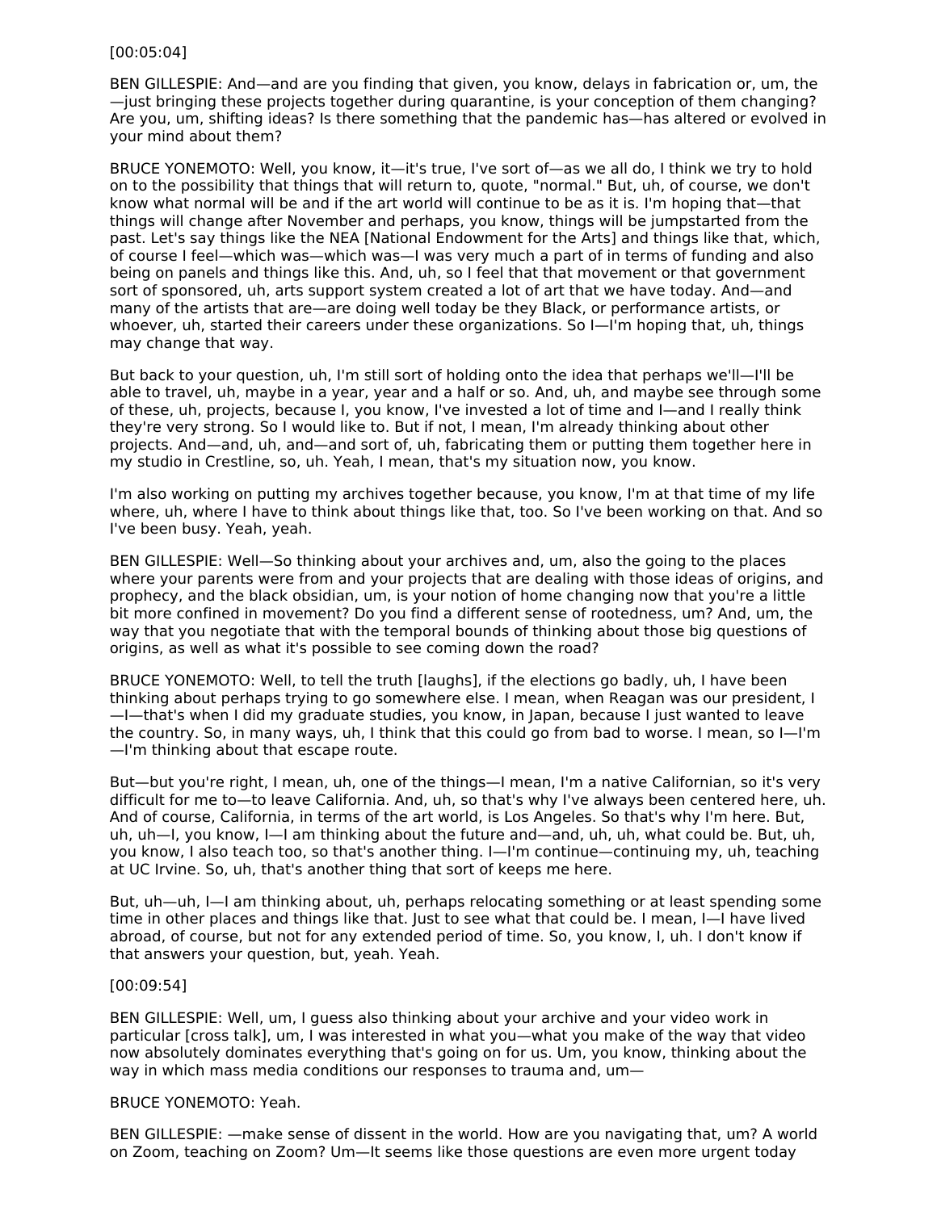[00:05:04]

BEN GILLESPIE: And—and are you finding that given, you know, delays in fabrication or, um, the—just bringing these projects together during quarantine, is your conception of them changing? Are you, um, shifting ideas? Is there something that the pandemic has—has altered or evolved in your mind about them?

BRUCE YONEMOTO: Well, you know, it—it's true, I've sort of—as we all do, I think we try to hold on to the possibility that things that will return to, quote, "normal." But, uh, of course, we don't know what normal will be and if the art world will continue to be as it is. I'm hoping that—that things will change after November and perhaps, you know, things will be jumpstarted from the past. Let's say things like the NEA [National Endowment for the Arts] and things like that, which, of course I feel—which was—which was—I was very much a part of in terms of funding and also being on panels and things like this. And, uh, so I feel that that movement or that government sort of sponsored, uh, arts support system created a lot of art that we have today. And—and many of the artists that are—are doing well today be they Black, or performance artists, or whoever, uh, started their careers under these organizations. So I—I'm hoping that, uh, things may change that way.

But back to your question, uh, I'm still sort of holding onto the idea that perhaps we'll—I'll be able to travel, uh, maybe in a year, year and a half or so. And, uh, and maybe see through some of these, uh, projects, because I, you know, I've invested a lot of time and I—and I really think they're very strong. So I would like to. But if not, I mean, I'm already thinking about other projects. And—and, uh, and—and sort of, uh, fabricating them or putting them together here in my studio in Crestline, so, uh. Yeah, I mean, that's my situation now, you know.

I'm also working on putting my archives together because, you know, I'm at that time of my life where, uh, where I have to think about things like that, too. So I've been working on that. And so I've been busy. Yeah, yeah.

BEN GILLESPIE: Well—So thinking about your archives and, um, also the going to the places where your parents were from and your projects that are dealing with those ideas of origins, and prophecy, and the black obsidian, um, is your notion of home changing now that you're a little bit more confined in movement? Do you find a different sense of rootedness, um? And, um, the way that you negotiate that with the temporal bounds of thinking about those big questions of origins, as well as what it's possible to see coming down the road?

BRUCE YONEMOTO: Well, to tell the truth [laughs], if the elections go badly, uh, I have been thinking about perhaps trying to go somewhere else. I mean, when Reagan was our president, I—I—that's when I did my graduate studies, you know, in Japan, because I just wanted to leave the country. So, in many ways, uh, I think that this could go from bad to worse. I mean, so I—I'm—I'm thinking about that escape route.

But—but you're right, I mean, uh, one of the things—I mean, I'm a native Californian, so it's very difficult for me to—to leave California. And, uh, so that's why I've always been centered here, uh. And of course, California, in terms of the art world, is Los Angeles. So that's why I'm here. But, uh, uh—I, you know, I—I am thinking about the future and—and, uh, uh, what could be. But, uh, you know, I also teach too, so that's another thing. I—I'm continue—continuing my, uh, teaching at UC Irvine. So, uh, that's another thing that sort of keeps me here.

But, uh—uh, I—I am thinking about, uh, perhaps relocating something or at least spending some time in other places and things like that. Just to see what that could be. I mean, I—I have lived abroad, of course, but not for any extended period of time. So, you know, I, uh. I don't know if that answers your question, but, yeah. Yeah.

[00:09:54]

BEN GILLESPIE: Well, um, I guess also thinking about your archive and your video work in particular [cross talk], um, I was interested in what you—what you make of the way that video now absolutely dominates everything that's going on for us. Um, you know, thinking about the way in which mass media conditions our responses to trauma and, um—

BRUCE YONEMOTO: Yeah.

BEN GILLESPIE: —make sense of dissent in the world. How are you navigating that, um? A world on Zoom, teaching on Zoom? Um—It seems like those questions are even more urgent today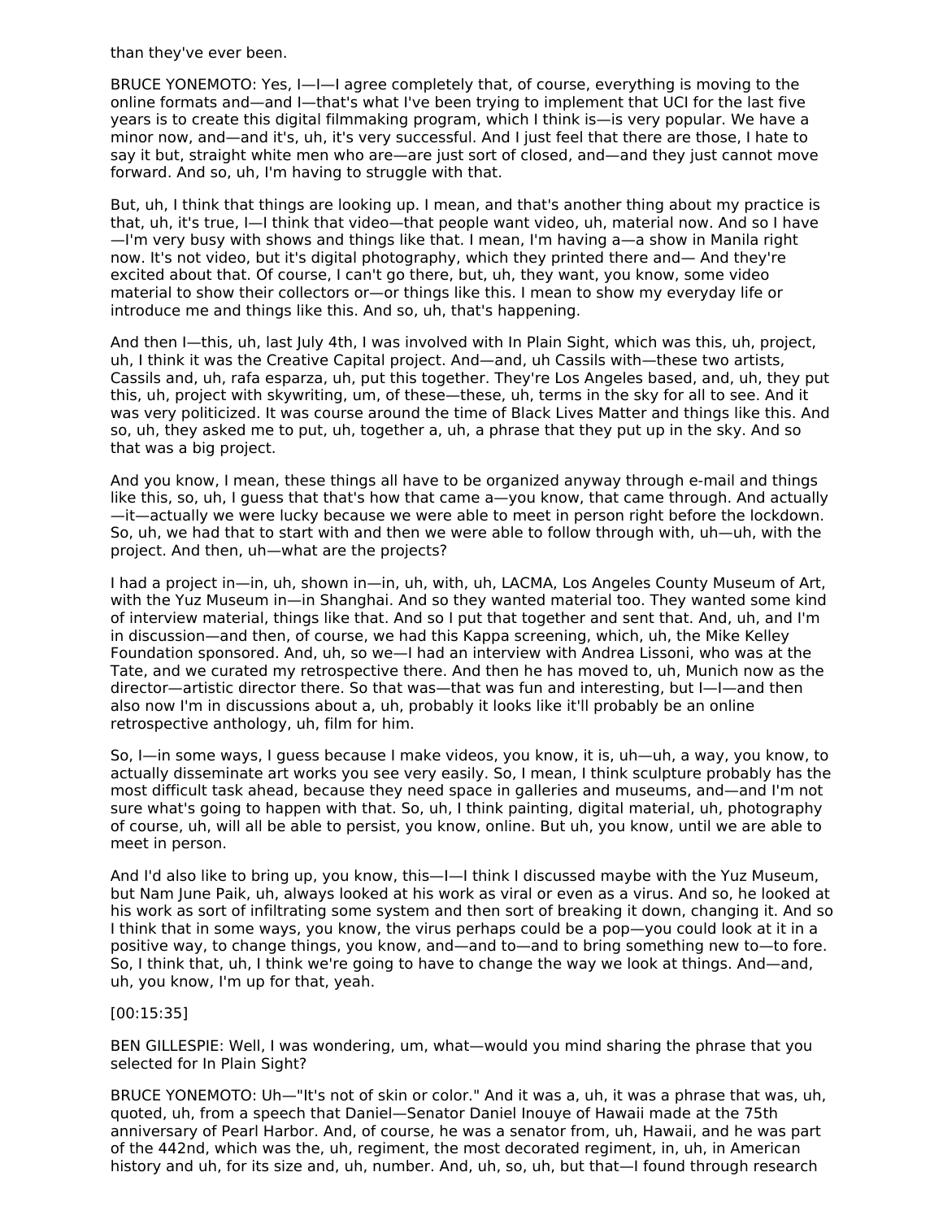than they've ever been.

BRUCE YONEMOTO: Yes, I—I—I agree completely that, of course, everything is moving to the online formats and—and I—that's what I've been trying to implement that UCI for the last five years is to create this digital filmmaking program, which I think is—is very popular. We have a minor now, and—and it's, uh, it's very successful. And I just feel that there are those, I hate to say it but, straight white men who are—are just sort of closed, and—and they just cannot move forward. And so, uh, I'm having to struggle with that.

But, uh, I think that things are looking up. I mean, and that's another thing about my practice is that, uh, it's true, I—I think that video—that people want video, uh, material now. And so I have—I'm very busy with shows and things like that. I mean, I'm having a—a show in Manila right now. It's not video, but it's digital photography, which they printed there and— And they're excited about that. Of course, I can't go there, but, uh, they want, you know, some video material to show their collectors or—or things like this. I mean to show my everyday life or introduce me and things like this. And so, uh, that's happening.

And then I—this, uh, last July 4th, I was involved with In Plain Sight, which was this, uh, project, uh, I think it was the Creative Capital project. And—and, uh Cassils with—these two artists, Cassils and, uh, rafa esparza, uh, put this together. They're Los Angeles based, and, uh, they put this, uh, project with skywriting, um, of these—these, uh, terms in the sky for all to see. And it was very politicized. It was course around the time of Black Lives Matter and things like this. And so, uh, they asked me to put, uh, together a, uh, a phrase that they put up in the sky. And so that was a big project.

And you know, I mean, these things all have to be organized anyway through e-mail and things like this, so, uh, I guess that that's how that came a—you know, that came through. And actually—it—actually we were lucky because we were able to meet in person right before the lockdown. So, uh, we had that to start with and then we were able to follow through with, uh—uh, with the project. And then, uh—what are the projects?

I had a project in—in, uh, shown in—in, uh, with, uh, LACMA, Los Angeles County Museum of Art, with the Yuz Museum in—in Shanghai. And so they wanted material too. They wanted some kind of interview material, things like that. And so I put that together and sent that. And, uh, and I'm in discussion—and then, of course, we had this Kappa screening, which, uh, the Mike Kelley Foundation sponsored. And, uh, so we—I had an interview with Andrea Lissoni, who was at the Tate, and we curated my retrospective there. And then he has moved to, uh, Munich now as the director—artistic director there. So that was—that was fun and interesting, but I—I—and then also now I'm in discussions about a, uh, probably it looks like it'll probably be an online retrospective anthology, uh, film for him.

So, I—in some ways, I guess because I make videos, you know, it is, uh—uh, a way, you know, to actually disseminate art works you see very easily. So, I mean, I think sculpture probably has the most difficult task ahead, because they need space in galleries and museums, and—and I'm not sure what's going to happen with that. So, uh, I think painting, digital material, uh, photography of course, uh, will all be able to persist, you know, online. But uh, you know, until we are able to meet in person.

And I'd also like to bring up, you know, this—I—I think I discussed maybe with the Yuz Museum, but Nam June Paik, uh, always looked at his work as viral or even as a virus. And so, he looked at his work as sort of infiltrating some system and then sort of breaking it down, changing it. And so I think that in some ways, you know, the virus perhaps could be a pop—you could look at it in a positive way, to change things, you know, and—and to—and to bring something new to—to fore. So, I think that, uh, I think we're going to have to change the way we look at things. And—and, uh, you know, I'm up for that, yeah.

[00:15:35]

BEN GILLESPIE: Well, I was wondering, um, what—would you mind sharing the phrase that you selected for In Plain Sight?

BRUCE YONEMOTO: Uh—"It's not of skin or color." And it was a, uh, it was a phrase that was, uh, quoted, uh, from a speech that Daniel—Senator Daniel Inouye of Hawaii made at the 75th anniversary of Pearl Harbor. And, of course, he was a senator from, uh, Hawaii, and he was part of the 442nd, which was the, uh, regiment, the most decorated regiment, in, uh, in American history and uh, for its size and, uh, number. And, uh, so, uh, but that—I found through research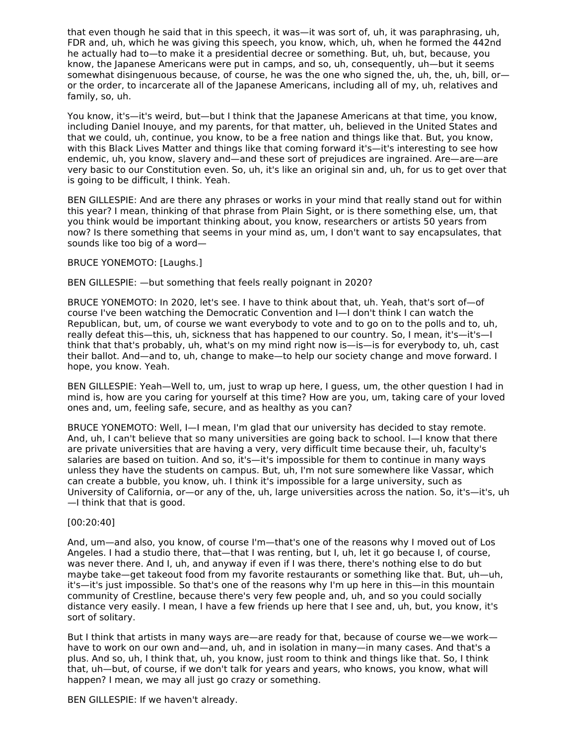that even though he said that in this speech, it was—it was sort of, uh, it was paraphrasing, uh, FDR and, uh, which he was giving this speech, you know, which, uh, when he formed the 442nd he actually had to—to make it a presidential decree or something. But, uh, but, because, you know, the Japanese Americans were put in camps, and so, uh, consequently, uh—but it seems somewhat disingenuous because, of course, he was the one who signed the, uh, the, uh, bill, or—or the order, to incarcerate all of the Japanese Americans, including all of my, uh, relatives and family, so, uh.

You know, it's—it's weird, but—but I think that the Japanese Americans at that time, you know, including Daniel Inouye, and my parents, for that matter, uh, believed in the United States and that we could, uh, continue, you know, to be a free nation and things like that. But, you know, with this Black Lives Matter and things like that coming forward it's—it's interesting to see how endemic, uh, you know, slavery and—and these sort of prejudices are ingrained. Are—are—are very basic to our Constitution even. So, uh, it's like an original sin and, uh, for us to get over that is going to be difficult, I think. Yeah.

BEN GILLESPIE: And are there any phrases or works in your mind that really stand out for within this year? I mean, thinking of that phrase from Plain Sight, or is there something else, um, that you think would be important thinking about, you know, researchers or artists 50 years from now? Is there something that seems in your mind as, um, I don't want to say encapsulates, that sounds like too big of a word—

BRUCE YONEMOTO: [Laughs.]

BEN GILLESPIE: —but something that feels really poignant in 2020?

BRUCE YONEMOTO: In 2020, let's see. I have to think about that, uh. Yeah, that's sort of—of course I've been watching the Democratic Convention and I—I don't think I can watch the Republican, but, um, of course we want everybody to vote and to go on to the polls and to, uh, really defeat this—this, uh, sickness that has happened to our country. So, I mean, it's—it's—I think that that's probably, uh, what's on my mind right now is—is—is for everybody to, uh, cast their ballot. And—and to, uh, change to make—to help our society change and move forward. I hope, you know. Yeah.

BEN GILLESPIE: Yeah—Well to, um, just to wrap up here, I guess, um, the other question I had in mind is, how are you caring for yourself at this time? How are you, um, taking care of your loved ones and, um, feeling safe, secure, and as healthy as you can?

BRUCE YONEMOTO: Well, I—I mean, I'm glad that our university has decided to stay remote. And, uh, I can't believe that so many universities are going back to school. I—I know that there are private universities that are having a very, very difficult time because their, uh, faculty's salaries are based on tuition. And so, it's—it's impossible for them to continue in many ways unless they have the students on campus. But, uh, I'm not sure somewhere like Vassar, which can create a bubble, you know, uh. I think it's impossible for a large university, such as University of California, or—or any of the, uh, large universities across the nation. So, it's—it's, uh—I think that that is good.

[00:20:40]

And, um—and also, you know, of course I'm—that's one of the reasons why I moved out of Los Angeles. I had a studio there, that—that I was renting, but I, uh, let it go because I, of course, was never there. And I, uh, and anyway if even if I was there, there's nothing else to do but maybe take—get takeout food from my favorite restaurants or something like that. But, uh—uh, it's—it's just impossible. So that's one of the reasons why I'm up here in this—in this mountain community of Crestline, because there's very few people and, uh, and so you could socially distance very easily. I mean, I have a few friends up here that I see and, uh, but, you know, it's sort of solitary.

But I think that artists in many ways are—are ready for that, because of course we—we work—have to work on our own and—and, uh, and in isolation in many—in many cases. And that's a plus. And so, uh, I think that, uh, you know, just room to think and things like that. So, I think that, uh—but, of course, if we don't talk for years and years, who knows, you know, what will happen? I mean, we may all just go crazy or something.

BEN GILLESPIE: If we haven't already.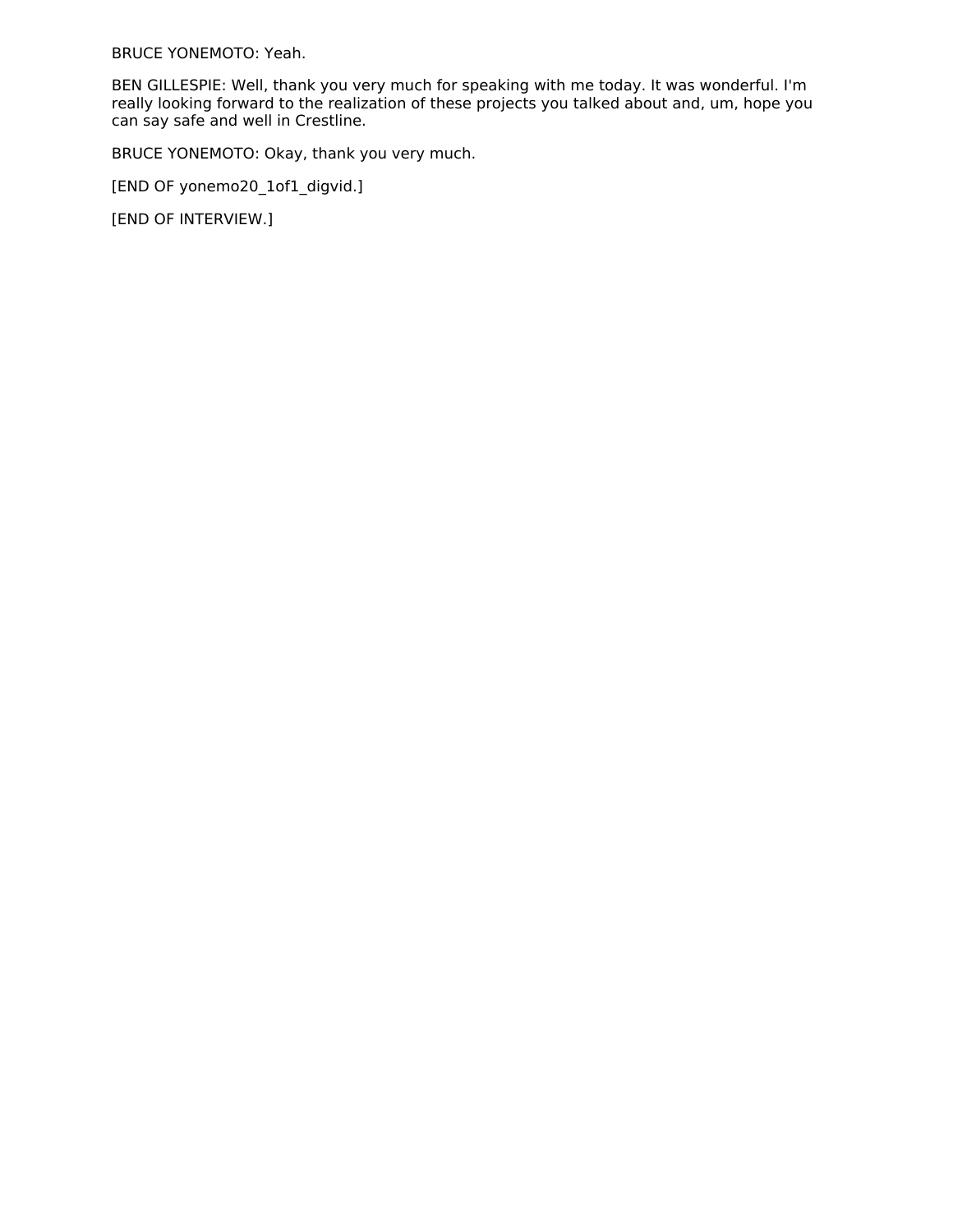BRUCE YONEMOTO: Yeah.

BEN GILLESPIE: Well, thank you very much for speaking with me today. It was wonderful. I'm really looking forward to the realization of these projects you talked about and, um, hope you can say safe and well in Crestline.

BRUCE YONEMOTO: Okay, thank you very much.

[END OF yonemo20_1of1_digvid.]

[END OF INTERVIEW.]